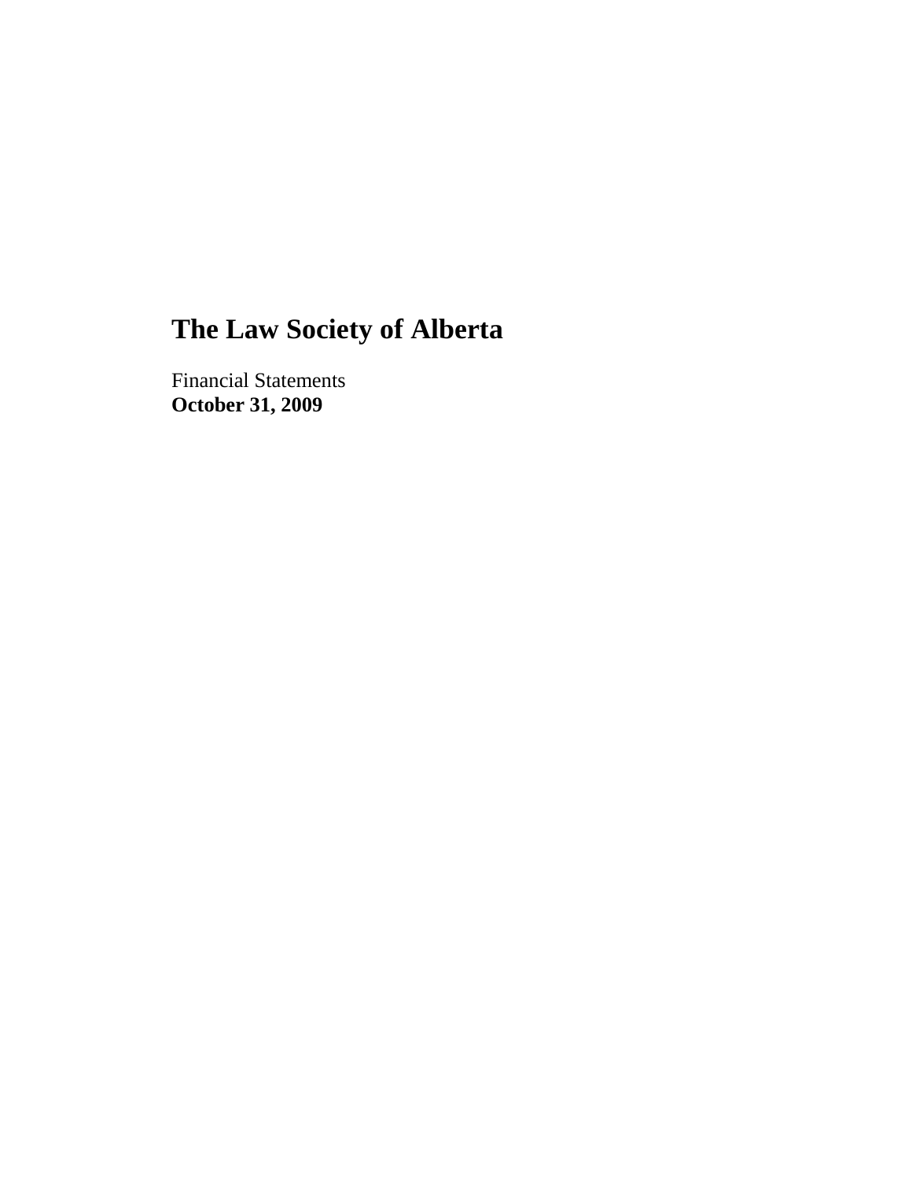# The Law Society of Alberta

Financial Statements
**October 31, 2009**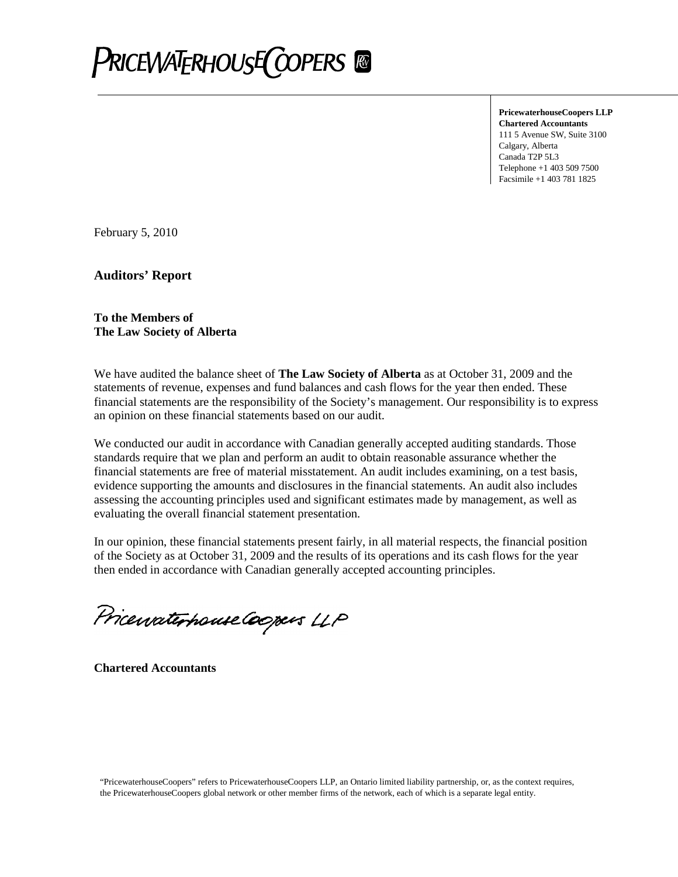# PRICEWATERHOUSECOOPERS

**PricewaterhouseCoopers LLP**
**Chartered Accountants**
111 5 Avenue SW, Suite 3100
Calgary, Alberta
Canada T2P 5L3
Telephone +1 403 509 7500
Facsimile +1 403 781 1825

February 5, 2010

## Auditors' Report

**To the Members of**
**The Law Society of Alberta**

We have audited the balance sheet of **The Law Society of Alberta** as at October 31, 2009 and the statements of revenue, expenses and fund balances and cash flows for the year then ended. These financial statements are the responsibility of the Society's management. Our responsibility is to express an opinion on these financial statements based on our audit.

We conducted our audit in accordance with Canadian generally accepted auditing standards. Those standards require that we plan and perform an audit to obtain reasonable assurance whether the financial statements are free of material misstatement. An audit includes examining, on a test basis, evidence supporting the amounts and disclosures in the financial statements. An audit also includes assessing the accounting principles used and significant estimates made by management, as well as evaluating the overall financial statement presentation.

In our opinion, these financial statements present fairly, in all material respects, the financial position of the Society as at October 31, 2009 and the results of its operations and its cash flows for the year then ended in accordance with Canadian generally accepted accounting principles.

PricewaterhouseCoopers LLP

**Chartered Accountants**

"PricewaterhouseCoopers" refers to PricewaterhouseCoopers LLP, an Ontario limited liability partnership, or, as the context requires, the PricewaterhouseCoopers global network or other member firms of the network, each of which is a separate legal entity.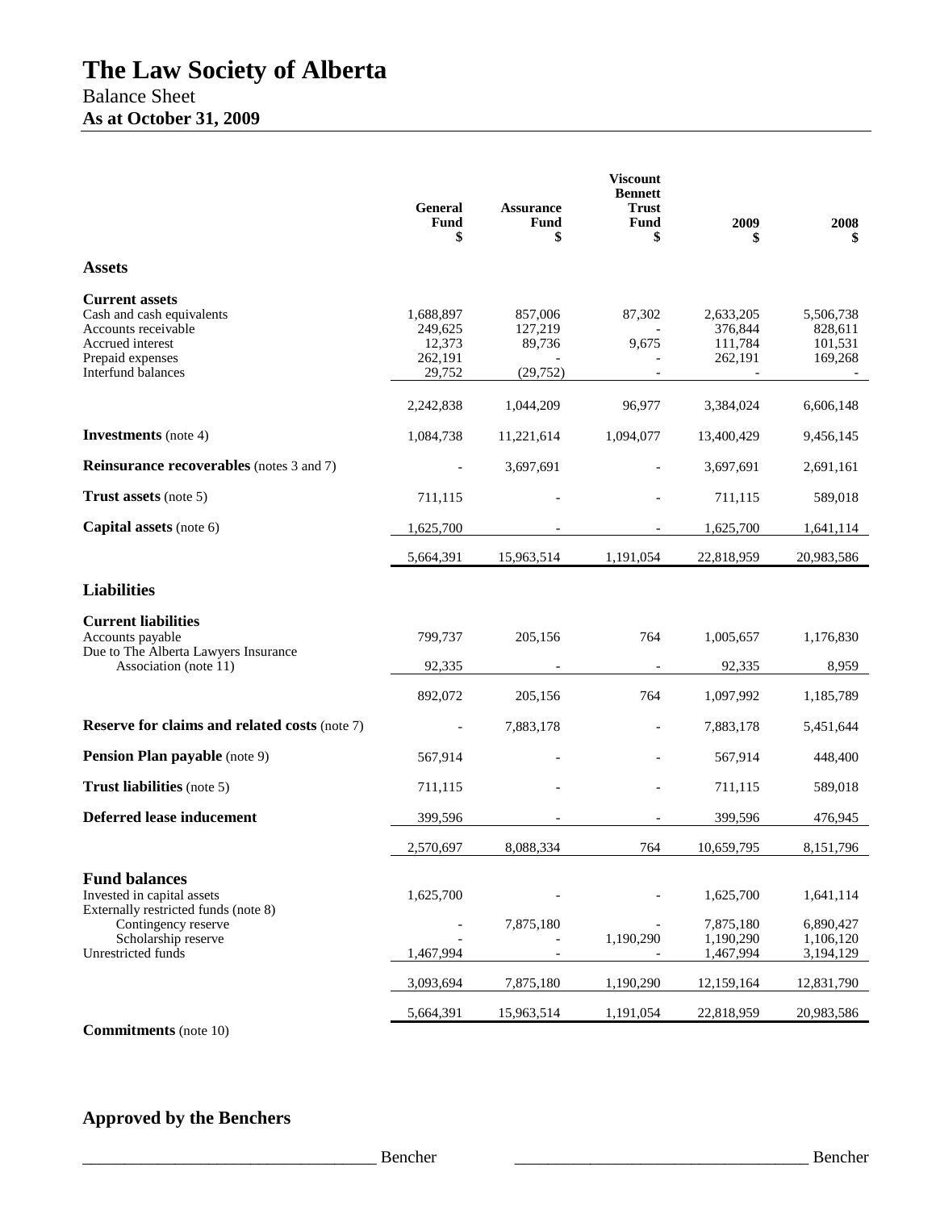# The Law Society of Alberta

## Balance Sheet

**As at October 31, 2009**

| | General Fund $ | Assurance Fund $ | Viscount Bennett Trust Fund $ | 2009 $ | 2008 $ |
|---|---|---|---|---|---|
| **Assets** | | | | | |
| **Current assets** | | | | | |
| Cash and cash equivalents | 1,688,897 | 857,006 | 87,302 | 2,633,205 | 5,506,738 |
| Accounts receivable | 249,625 | 127,219 | - | 376,844 | 828,611 |
| Accrued interest | 12,373 | 89,736 | 9,675 | 111,784 | 101,531 |
| Prepaid expenses | 262,191 | - | - | 262,191 | 169,268 |
| Interfund balances | 29,752 | (29,752) | - | - | - |
| | 2,242,838 | 1,044,209 | 96,977 | 3,384,024 | 6,606,148 |
| **Investments** (note 4) | 1,084,738 | 11,221,614 | 1,094,077 | 13,400,429 | 9,456,145 |
| **Reinsurance recoverables** (notes 3 and 7) | - | 3,697,691 | - | 3,697,691 | 2,691,161 |
| **Trust assets** (note 5) | 711,115 | - | - | 711,115 | 589,018 |
| **Capital assets** (note 6) | 1,625,700 | - | - | 1,625,700 | 1,641,114 |
| | 5,664,391 | 15,963,514 | 1,191,054 | 22,818,959 | 20,983,586 |
| **Liabilities** | | | | | |
| **Current liabilities** | | | | | |
| Accounts payable | 799,737 | 205,156 | 764 | 1,005,657 | 1,176,830 |
| Due to The Alberta Lawyers Insurance Association (note 11) | 92,335 | - | - | 92,335 | 8,959 |
| | 892,072 | 205,156 | 764 | 1,097,992 | 1,185,789 |
| **Reserve for claims and related costs** (note 7) | - | 7,883,178 | - | 7,883,178 | 5,451,644 |
| **Pension Plan payable** (note 9) | 567,914 | - | - | 567,914 | 448,400 |
| **Trust liabilities** (note 5) | 711,115 | - | - | 711,115 | 589,018 |
| **Deferred lease inducement** | 399,596 | - | - | 399,596 | 476,945 |
| | 2,570,697 | 8,088,334 | 764 | 10,659,795 | 8,151,796 |
| **Fund balances** | | | | | |
| Invested in capital assets | 1,625,700 | - | - | 1,625,700 | 1,641,114 |
| Externally restricted funds (note 8) | | | | | |
| Contingency reserve | - | 7,875,180 | - | 7,875,180 | 6,890,427 |
| Scholarship reserve | - | - | 1,190,290 | 1,190,290 | 1,106,120 |
| Unrestricted funds | 1,467,994 | - | - | 1,467,994 | 3,194,129 |
| | 3,093,694 | 7,875,180 | 1,190,290 | 12,159,164 | 12,831,790 |
| | 5,664,391 | 15,963,514 | 1,191,054 | 22,818,959 | 20,983,586 |

**Commitments** (note 10)

## Approved by the Benchers

___________________________________ Bencher ___________________________________ Bencher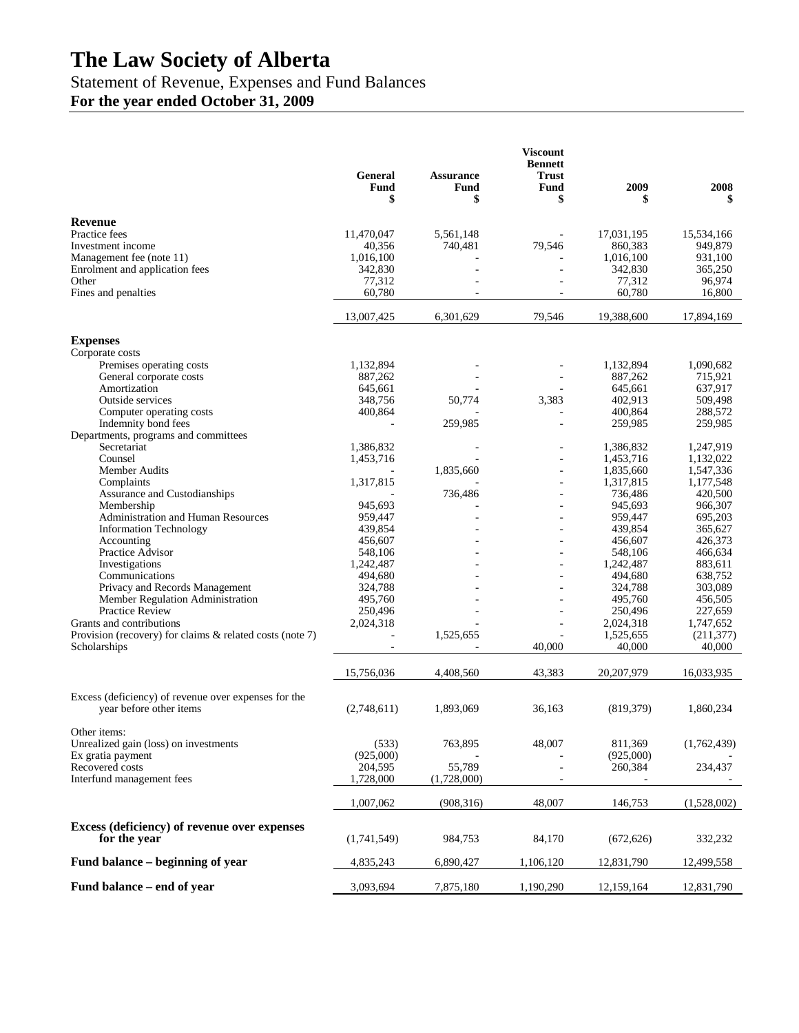# The Law Society of Alberta

## Statement of Revenue, Expenses and Fund Balances

### For the year ended October 31, 2009

| | General Fund $ | Assurance Fund $ | Viscount Bennett Trust Fund $ | 2009 $ | 2008 $ |
|---|---|---|---|---|---|
| **Revenue** | | | | | |
| Practice fees | 11,470,047 | 5,561,148 | - | 17,031,195 | 15,534,166 |
| Investment income | 40,356 | 740,481 | 79,546 | 860,383 | 949,879 |
| Management fee (note 11) | 1,016,100 | - | - | 1,016,100 | 931,100 |
| Enrolment and application fees | 342,830 | - | - | 342,830 | 365,250 |
| Other | 77,312 | - | - | 77,312 | 96,974 |
| Fines and penalties | 60,780 | - | - | 60,780 | 16,800 |
| | 13,007,425 | 6,301,629 | 79,546 | 19,388,600 | 17,894,169 |
| **Expenses** | | | | | |
| Corporate costs | | | | | |
| Premises operating costs | 1,132,894 | - | - | 1,132,894 | 1,090,682 |
| General corporate costs | 887,262 | - | - | 887,262 | 715,921 |
| Amortization | 645,661 | - | - | 645,661 | 637,917 |
| Outside services | 348,756 | 50,774 | 3,383 | 402,913 | 509,498 |
| Computer operating costs | 400,864 | - | - | 400,864 | 288,572 |
| Indemnity bond fees | - | 259,985 | - | 259,985 | 259,985 |
| Departments, programs and committees | | | | | |
| Secretariat | 1,386,832 | - | - | 1,386,832 | 1,247,919 |
| Counsel | 1,453,716 | - | - | 1,453,716 | 1,132,022 |
| Member Audits | - | 1,835,660 | - | 1,835,660 | 1,547,336 |
| Complaints | 1,317,815 | - | - | 1,317,815 | 1,177,548 |
| Assurance and Custodianships | - | 736,486 | - | 736,486 | 420,500 |
| Membership | 945,693 | - | - | 945,693 | 966,307 |
| Administration and Human Resources | 959,447 | - | - | 959,447 | 695,203 |
| Information Technology | 439,854 | - | - | 439,854 | 365,627 |
| Accounting | 456,607 | - | - | 456,607 | 426,373 |
| Practice Advisor | 548,106 | - | - | 548,106 | 466,634 |
| Investigations | 1,242,487 | - | - | 1,242,487 | 883,611 |
| Communications | 494,680 | - | - | 494,680 | 638,752 |
| Privacy and Records Management | 324,788 | - | - | 324,788 | 303,089 |
| Member Regulation Administration | 495,760 | - | - | 495,760 | 456,505 |
| Practice Review | 250,496 | - | - | 250,496 | 227,659 |
| Grants and contributions | 2,024,318 | - | - | 2,024,318 | 1,747,652 |
| Provision (recovery) for claims & related costs (note 7) | - | 1,525,655 | - | 1,525,655 | (211,377) |
| Scholarships | - | - | 40,000 | 40,000 | 40,000 |
| | 15,756,036 | 4,408,560 | 43,383 | 20,207,979 | 16,033,935 |
| Excess (deficiency) of revenue over expenses for the year before other items | (2,748,611) | 1,893,069 | 36,163 | (819,379) | 1,860,234 |
| Other items: | | | | | |
| Unrealized gain (loss) on investments | (533) | 763,895 | 48,007 | 811,369 | (1,762,439) |
| Ex gratia payment | (925,000) | - | - | (925,000) | - |
| Recovered costs | 204,595 | 55,789 | - | 260,384 | 234,437 |
| Interfund management fees | 1,728,000 | (1,728,000) | - | - | - |
| | 1,007,062 | (908,316) | 48,007 | 146,753 | (1,528,002) |
| **Excess (deficiency) of revenue over expenses for the year** | (1,741,549) | 984,753 | 84,170 | (672,626) | 332,232 |
| **Fund balance – beginning of year** | 4,835,243 | 6,890,427 | 1,106,120 | 12,831,790 | 12,499,558 |
| **Fund balance – end of year** | 3,093,694 | 7,875,180 | 1,190,290 | 12,159,164 | 12,831,790 |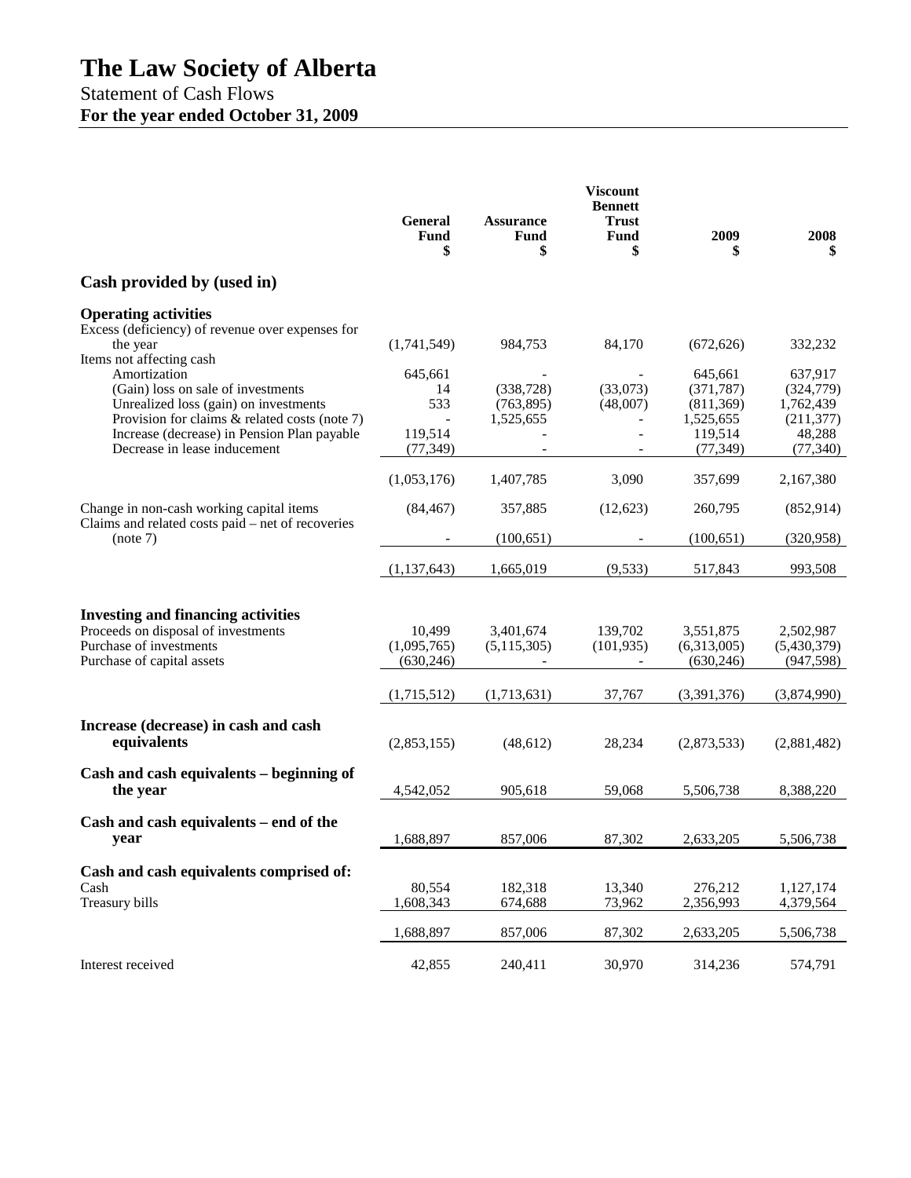# The Law Society of Alberta

Statement of Cash Flows

**For the year ended October 31, 2009**

| | General Fund $ | Assurance Fund $ | Viscount Bennett Trust Fund $ | 2009 $ | 2008 $ |
|---|---|---|---|---|---|
| **Cash provided by (used in)** | | | | | |
| **Operating activities** | | | | | |
| Excess (deficiency) of revenue over expenses for the year | (1,741,549) | 984,753 | 84,170 | (672,626) | 332,232 |
| Items not affecting cash | | | | | |
| Amortization | 645,661 | - | - | 645,661 | 637,917 |
| (Gain) loss on sale of investments | 14 | (338,728) | (33,073) | (371,787) | (324,779) |
| Unrealized loss (gain) on investments | 533 | (763,895) | (48,007) | (811,369) | 1,762,439 |
| Provision for claims & related costs (note 7) | - | 1,525,655 | - | 1,525,655 | (211,377) |
| Increase (decrease) in Pension Plan payable | 119,514 | - | - | 119,514 | 48,288 |
| Decrease in lease inducement | (77,349) | - | - | (77,349) | (77,340) |
| | (1,053,176) | 1,407,785 | 3,090 | 357,699 | 2,167,380 |
| Change in non-cash working capital items | (84,467) | 357,885 | (12,623) | 260,795 | (852,914) |
| Claims and related costs paid – net of recoveries (note 7) | - | (100,651) | - | (100,651) | (320,958) |
| | (1,137,643) | 1,665,019 | (9,533) | 517,843 | 993,508 |
| **Investing and financing activities** | | | | | |
| Proceeds on disposal of investments | 10,499 | 3,401,674 | 139,702 | 3,551,875 | 2,502,987 |
| Purchase of investments | (1,095,765) | (5,115,305) | (101,935) | (6,313,005) | (5,430,379) |
| Purchase of capital assets | (630,246) | - | - | (630,246) | (947,598) |
| | (1,715,512) | (1,713,631) | 37,767 | (3,391,376) | (3,874,990) |
| **Increase (decrease) in cash and cash equivalents** | (2,853,155) | (48,612) | 28,234 | (2,873,533) | (2,881,482) |
| **Cash and cash equivalents – beginning of the year** | 4,542,052 | 905,618 | 59,068 | 5,506,738 | 8,388,220 |
| **Cash and cash equivalents – end of the year** | 1,688,897 | 857,006 | 87,302 | 2,633,205 | 5,506,738 |
| **Cash and cash equivalents comprised of:** | | | | | |
| Cash | 80,554 | 182,318 | 13,340 | 276,212 | 1,127,174 |
| Treasury bills | 1,608,343 | 674,688 | 73,962 | 2,356,993 | 4,379,564 |
| | 1,688,897 | 857,006 | 87,302 | 2,633,205 | 5,506,738 |
| Interest received | 42,855 | 240,411 | 30,970 | 314,236 | 574,791 |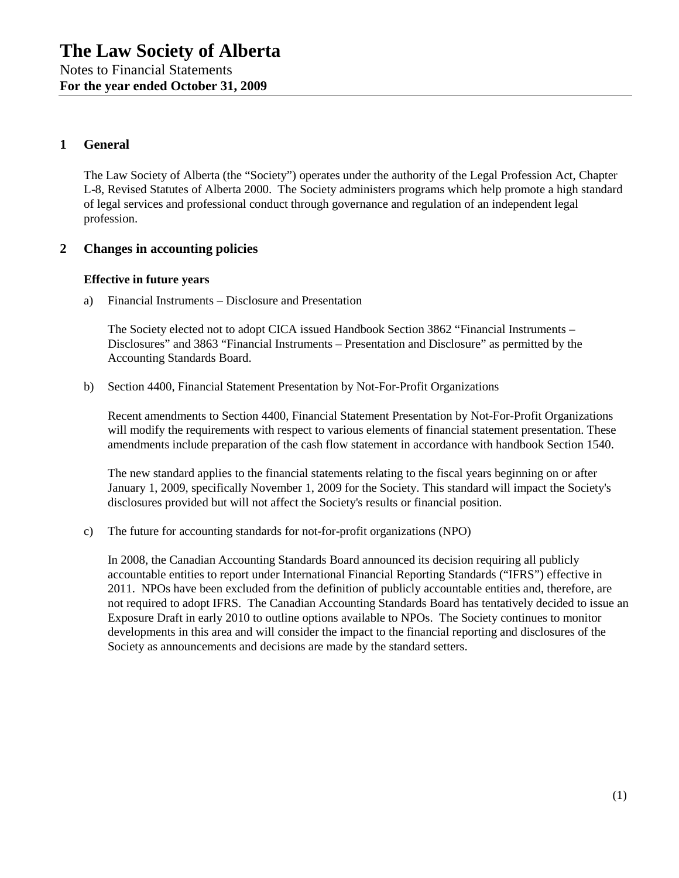# The Law Society of Alberta

Notes to Financial Statements
**For the year ended October 31, 2009**

## 1 General

The Law Society of Alberta (the "Society") operates under the authority of the Legal Profession Act, Chapter L-8, Revised Statutes of Alberta 2000. The Society administers programs which help promote a high standard of legal services and professional conduct through governance and regulation of an independent legal profession.

## 2 Changes in accounting policies

### Effective in future years

a) Financial Instruments – Disclosure and Presentation

The Society elected not to adopt CICA issued Handbook Section 3862 "Financial Instruments – Disclosures" and 3863 "Financial Instruments – Presentation and Disclosure" as permitted by the Accounting Standards Board.

b) Section 4400, Financial Statement Presentation by Not-For-Profit Organizations

Recent amendments to Section 4400, Financial Statement Presentation by Not-For-Profit Organizations will modify the requirements with respect to various elements of financial statement presentation. These amendments include preparation of the cash flow statement in accordance with handbook Section 1540.

The new standard applies to the financial statements relating to the fiscal years beginning on or after January 1, 2009, specifically November 1, 2009 for the Society. This standard will impact the Society's disclosures provided but will not affect the Society's results or financial position.

c) The future for accounting standards for not-for-profit organizations (NPO)

In 2008, the Canadian Accounting Standards Board announced its decision requiring all publicly accountable entities to report under International Financial Reporting Standards ("IFRS") effective in 2011. NPOs have been excluded from the definition of publicly accountable entities and, therefore, are not required to adopt IFRS. The Canadian Accounting Standards Board has tentatively decided to issue an Exposure Draft in early 2010 to outline options available to NPOs. The Society continues to monitor developments in this area and will consider the impact to the financial reporting and disclosures of the Society as announcements and decisions are made by the standard setters.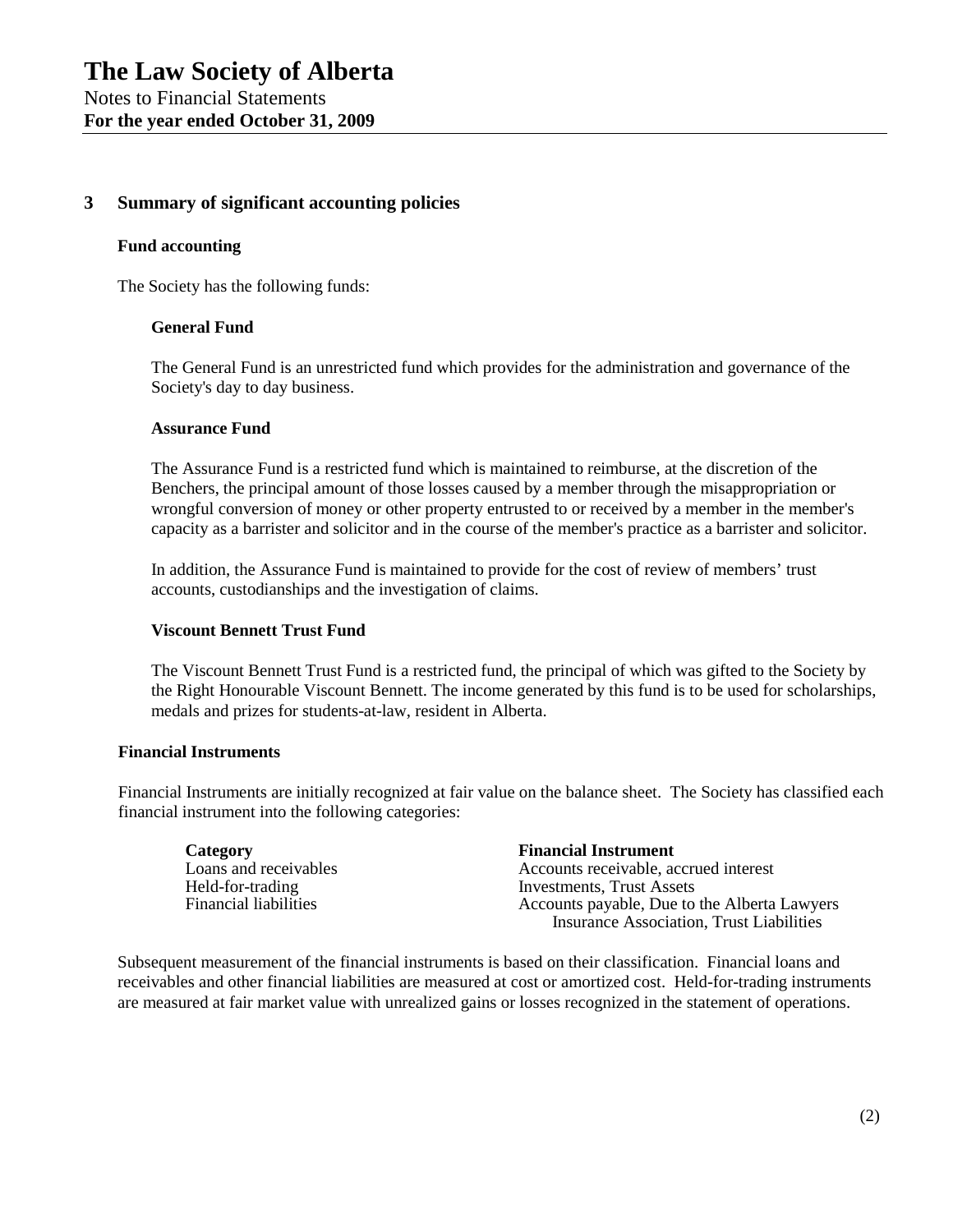## 3 Summary of significant accounting policies

### Fund accounting

The Society has the following funds:

#### General Fund

The General Fund is an unrestricted fund which provides for the administration and governance of the Society's day to day business.

#### Assurance Fund

The Assurance Fund is a restricted fund which is maintained to reimburse, at the discretion of the Benchers, the principal amount of those losses caused by a member through the misappropriation or wrongful conversion of money or other property entrusted to or received by a member in the member's capacity as a barrister and solicitor and in the course of the member's practice as a barrister and solicitor.

In addition, the Assurance Fund is maintained to provide for the cost of review of members' trust accounts, custodianships and the investigation of claims.

#### Viscount Bennett Trust Fund

The Viscount Bennett Trust Fund is a restricted fund, the principal of which was gifted to the Society by the Right Honourable Viscount Bennett. The income generated by this fund is to be used for scholarships, medals and prizes for students-at-law, resident in Alberta.

### Financial Instruments

Financial Instruments are initially recognized at fair value on the balance sheet. The Society has classified each financial instrument into the following categories:

| Category | Financial Instrument |
|---|---|
| Loans and receivables | Accounts receivable, accrued interest |
| Held-for-trading | Investments, Trust Assets |
| Financial liabilities | Accounts payable, Due to the Alberta Lawyers Insurance Association, Trust Liabilities |

Subsequent measurement of the financial instruments is based on their classification. Financial loans and receivables and other financial liabilities are measured at cost or amortized cost. Held-for-trading instruments are measured at fair market value with unrealized gains or losses recognized in the statement of operations.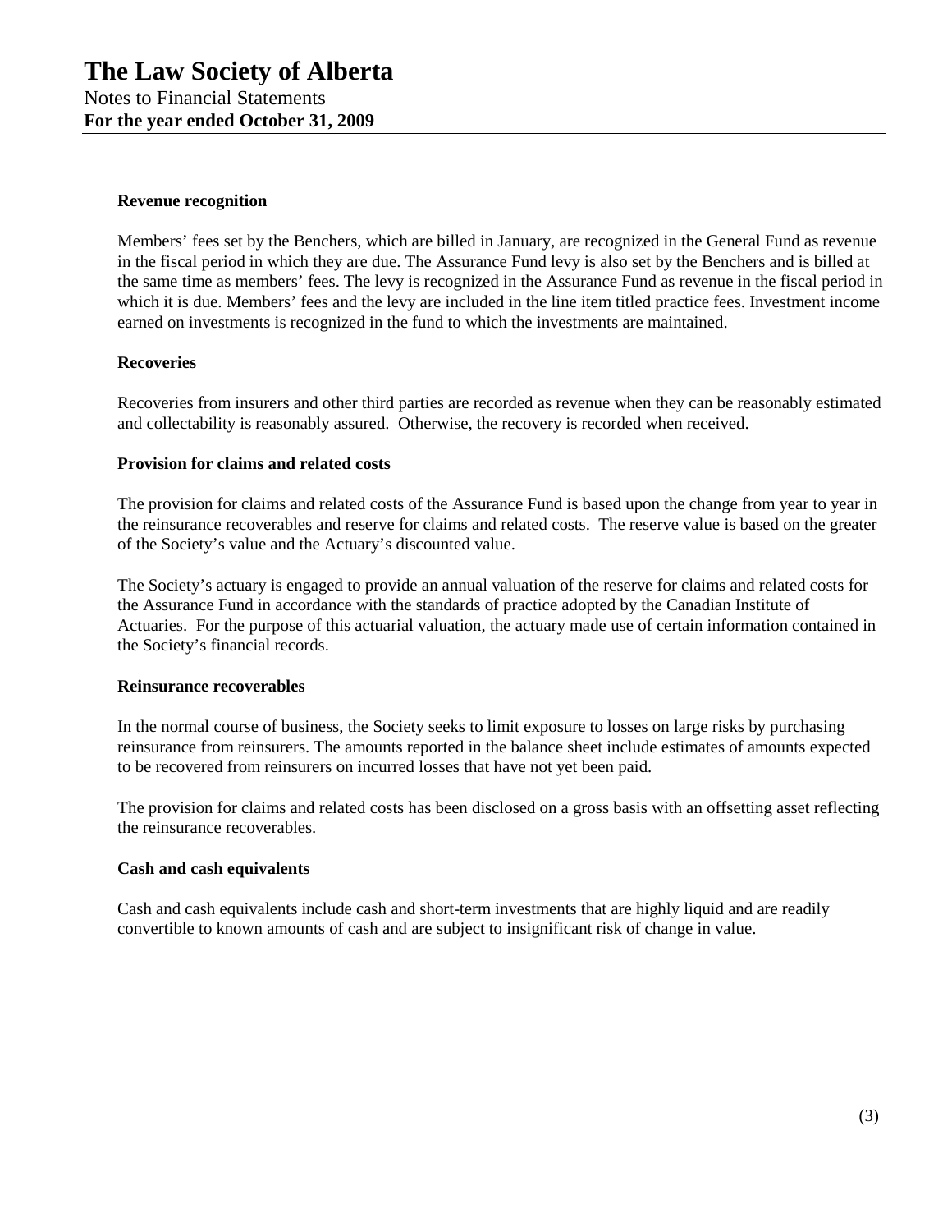#### Revenue recognition

Members' fees set by the Benchers, which are billed in January, are recognized in the General Fund as revenue in the fiscal period in which they are due. The Assurance Fund levy is also set by the Benchers and is billed at the same time as members' fees. The levy is recognized in the Assurance Fund as revenue in the fiscal period in which it is due. Members' fees and the levy are included in the line item titled practice fees. Investment income earned on investments is recognized in the fund to which the investments are maintained.

#### Recoveries

Recoveries from insurers and other third parties are recorded as revenue when they can be reasonably estimated and collectability is reasonably assured. Otherwise, the recovery is recorded when received.

#### Provision for claims and related costs

The provision for claims and related costs of the Assurance Fund is based upon the change from year to year in the reinsurance recoverables and reserve for claims and related costs. The reserve value is based on the greater of the Society's value and the Actuary's discounted value.

The Society's actuary is engaged to provide an annual valuation of the reserve for claims and related costs for the Assurance Fund in accordance with the standards of practice adopted by the Canadian Institute of Actuaries. For the purpose of this actuarial valuation, the actuary made use of certain information contained in the Society's financial records.

#### Reinsurance recoverables

In the normal course of business, the Society seeks to limit exposure to losses on large risks by purchasing reinsurance from reinsurers. The amounts reported in the balance sheet include estimates of amounts expected to be recovered from reinsurers on incurred losses that have not yet been paid.

The provision for claims and related costs has been disclosed on a gross basis with an offsetting asset reflecting the reinsurance recoverables.

#### Cash and cash equivalents

Cash and cash equivalents include cash and short-term investments that are highly liquid and are readily convertible to known amounts of cash and are subject to insignificant risk of change in value.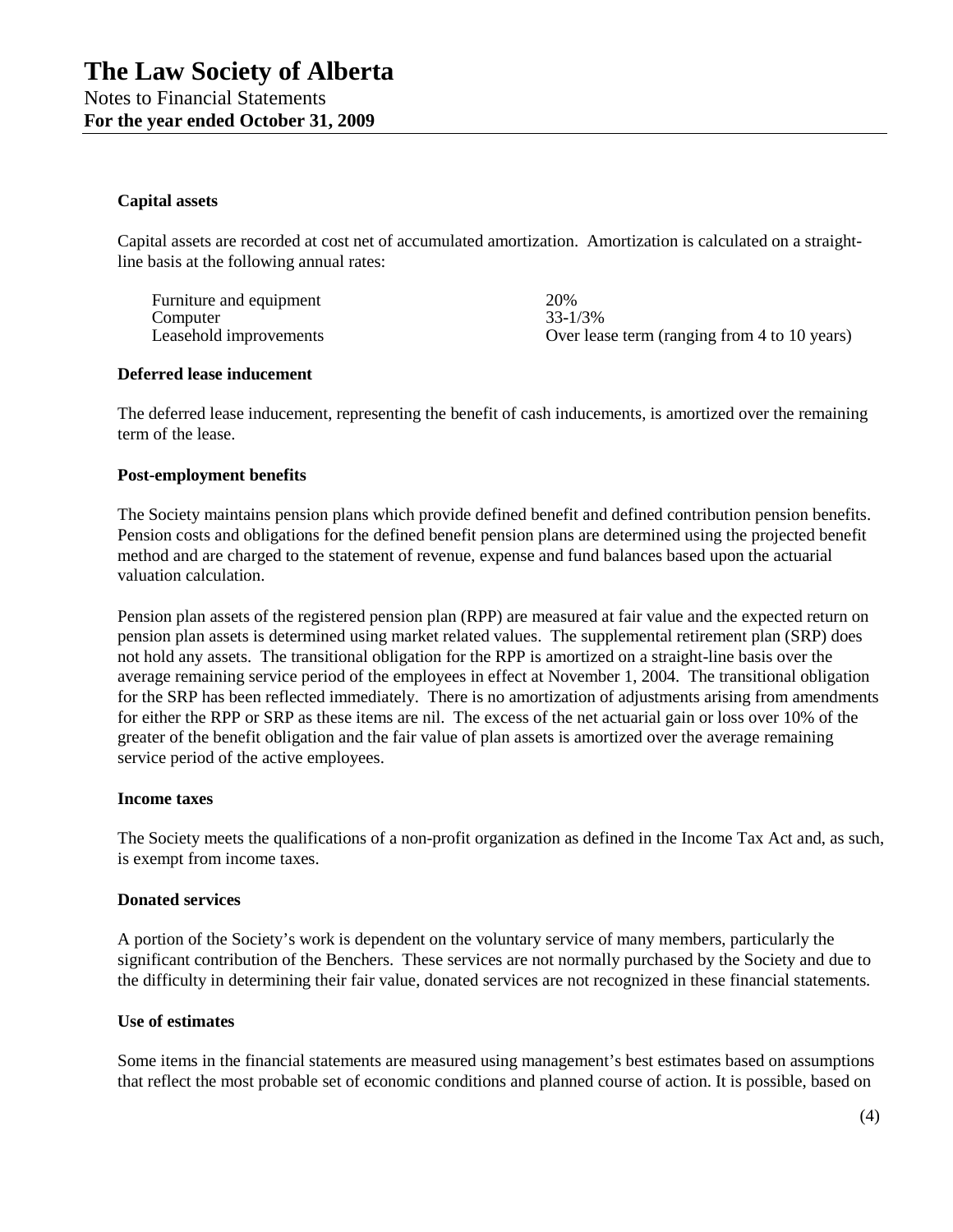# The Law Society of Alberta

Notes to Financial Statements

**For the year ended October 31, 2009**

**Capital assets**

Capital assets are recorded at cost net of accumulated amortization. Amortization is calculated on a straight-line basis at the following annual rates:

| | |
|---|---|
| Furniture and equipment | 20% |
| Computer | 33-1/3% |
| Leasehold improvements | Over lease term (ranging from 4 to 10 years) |

**Deferred lease inducement**

The deferred lease inducement, representing the benefit of cash inducements, is amortized over the remaining term of the lease.

**Post-employment benefits**

The Society maintains pension plans which provide defined benefit and defined contribution pension benefits. Pension costs and obligations for the defined benefit pension plans are determined using the projected benefit method and are charged to the statement of revenue, expense and fund balances based upon the actuarial valuation calculation.

Pension plan assets of the registered pension plan (RPP) are measured at fair value and the expected return on pension plan assets is determined using market related values. The supplemental retirement plan (SRP) does not hold any assets. The transitional obligation for the RPP is amortized on a straight-line basis over the average remaining service period of the employees in effect at November 1, 2004. The transitional obligation for the SRP has been reflected immediately. There is no amortization of adjustments arising from amendments for either the RPP or SRP as these items are nil. The excess of the net actuarial gain or loss over 10% of the greater of the benefit obligation and the fair value of plan assets is amortized over the average remaining service period of the active employees.

**Income taxes**

The Society meets the qualifications of a non-profit organization as defined in the Income Tax Act and, as such, is exempt from income taxes.

**Donated services**

A portion of the Society's work is dependent on the voluntary service of many members, particularly the significant contribution of the Benchers. These services are not normally purchased by the Society and due to the difficulty in determining their fair value, donated services are not recognized in these financial statements.

**Use of estimates**

Some items in the financial statements are measured using management's best estimates based on assumptions that reflect the most probable set of economic conditions and planned course of action. It is possible, based on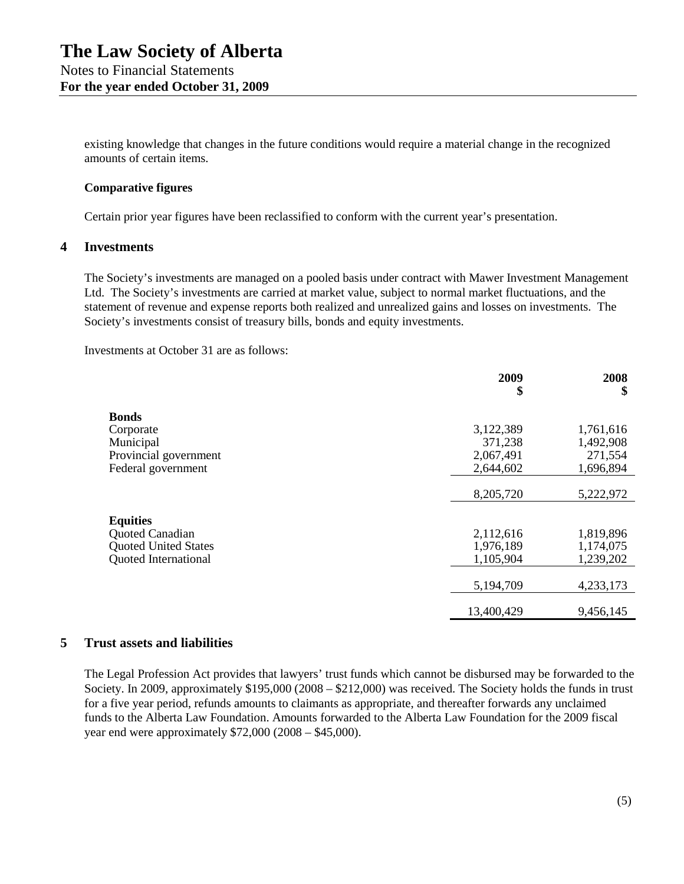existing knowledge that changes in the future conditions would require a material change in the recognized amounts of certain items.

**Comparative figures**

Certain prior year figures have been reclassified to conform with the current year's presentation.

## 4 Investments

The Society's investments are managed on a pooled basis under contract with Mawer Investment Management Ltd. The Society's investments are carried at market value, subject to normal market fluctuations, and the statement of revenue and expense reports both realized and unrealized gains and losses on investments. The Society's investments consist of treasury bills, bonds and equity investments.

Investments at October 31 are as follows:

| | 2009<br>$ | 2008<br>$ |
|---|---|---|
| **Bonds** | | |
| Corporate | 3,122,389 | 1,761,616 |
| Municipal | 371,238 | 1,492,908 |
| Provincial government | 2,067,491 | 271,554 |
| Federal government | 2,644,602 | 1,696,894 |
| | 8,205,720 | 5,222,972 |
| **Equities** | | |
| Quoted Canadian | 2,112,616 | 1,819,896 |
| Quoted United States | 1,976,189 | 1,174,075 |
| Quoted International | 1,105,904 | 1,239,202 |
| | 5,194,709 | 4,233,173 |
| | 13,400,429 | 9,456,145 |

## 5 Trust assets and liabilities

The Legal Profession Act provides that lawyers' trust funds which cannot be disbursed may be forwarded to the Society. In 2009, approximately $195,000 (2008 – $212,000) was received. The Society holds the funds in trust for a five year period, refunds amounts to claimants as appropriate, and thereafter forwards any unclaimed funds to the Alberta Law Foundation. Amounts forwarded to the Alberta Law Foundation for the 2009 fiscal year end were approximately $72,000 (2008 – $45,000).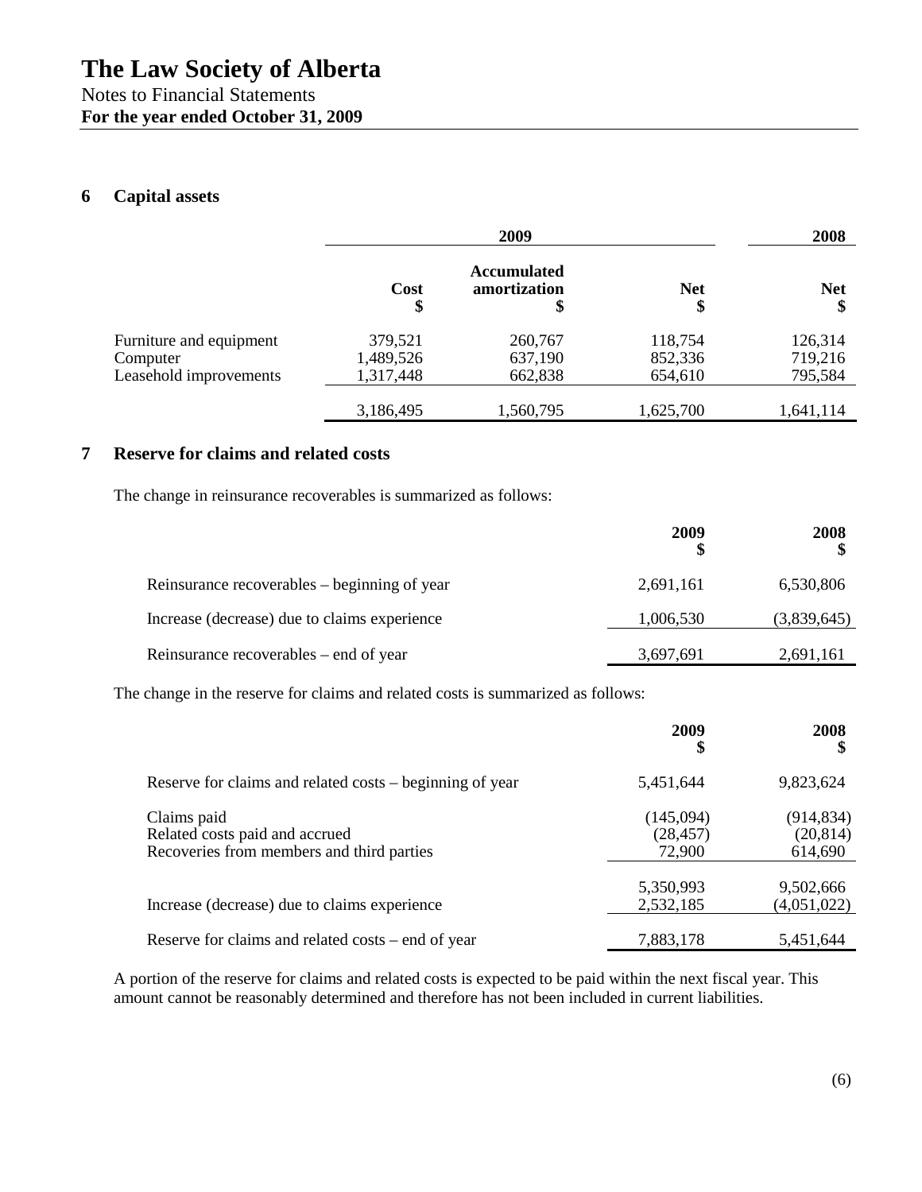# The Law Society of Alberta

Notes to Financial Statements
**For the year ended October 31, 2009**

## 6 Capital assets

| | 2009 | | | 2008 |
|---|---|---|---|---|
| | **Cost** $ | **Accumulated amortization** $ | **Net** $ | **Net** $ |
| Furniture and equipment | 379,521 | 260,767 | 118,754 | 126,314 |
| Computer | 1,489,526 | 637,190 | 852,336 | 719,216 |
| Leasehold improvements | 1,317,448 | 662,838 | 654,610 | 795,584 |
| | 3,186,495 | 1,560,795 | 1,625,700 | 1,641,114 |

## 7 Reserve for claims and related costs

The change in reinsurance recoverables is summarized as follows:

| | 2009 $ | 2008 $ |
|---|---|---|
| Reinsurance recoverables – beginning of year | 2,691,161 | 6,530,806 |
| Increase (decrease) due to claims experience | 1,006,530 | (3,839,645) |
| Reinsurance recoverables – end of year | 3,697,691 | 2,691,161 |

The change in the reserve for claims and related costs is summarized as follows:

| | 2009 $ | 2008 $ |
|---|---|---|
| Reserve for claims and related costs – beginning of year | 5,451,644 | 9,823,624 |
| Claims paid | (145,094) | (914,834) |
| Related costs paid and accrued | (28,457) | (20,814) |
| Recoveries from members and third parties | 72,900 | 614,690 |
| | 5,350,993 | 9,502,666 |
| Increase (decrease) due to claims experience | 2,532,185 | (4,051,022) |
| Reserve for claims and related costs – end of year | 7,883,178 | 5,451,644 |

A portion of the reserve for claims and related costs is expected to be paid within the next fiscal year. This amount cannot be reasonably determined and therefore has not been included in current liabilities.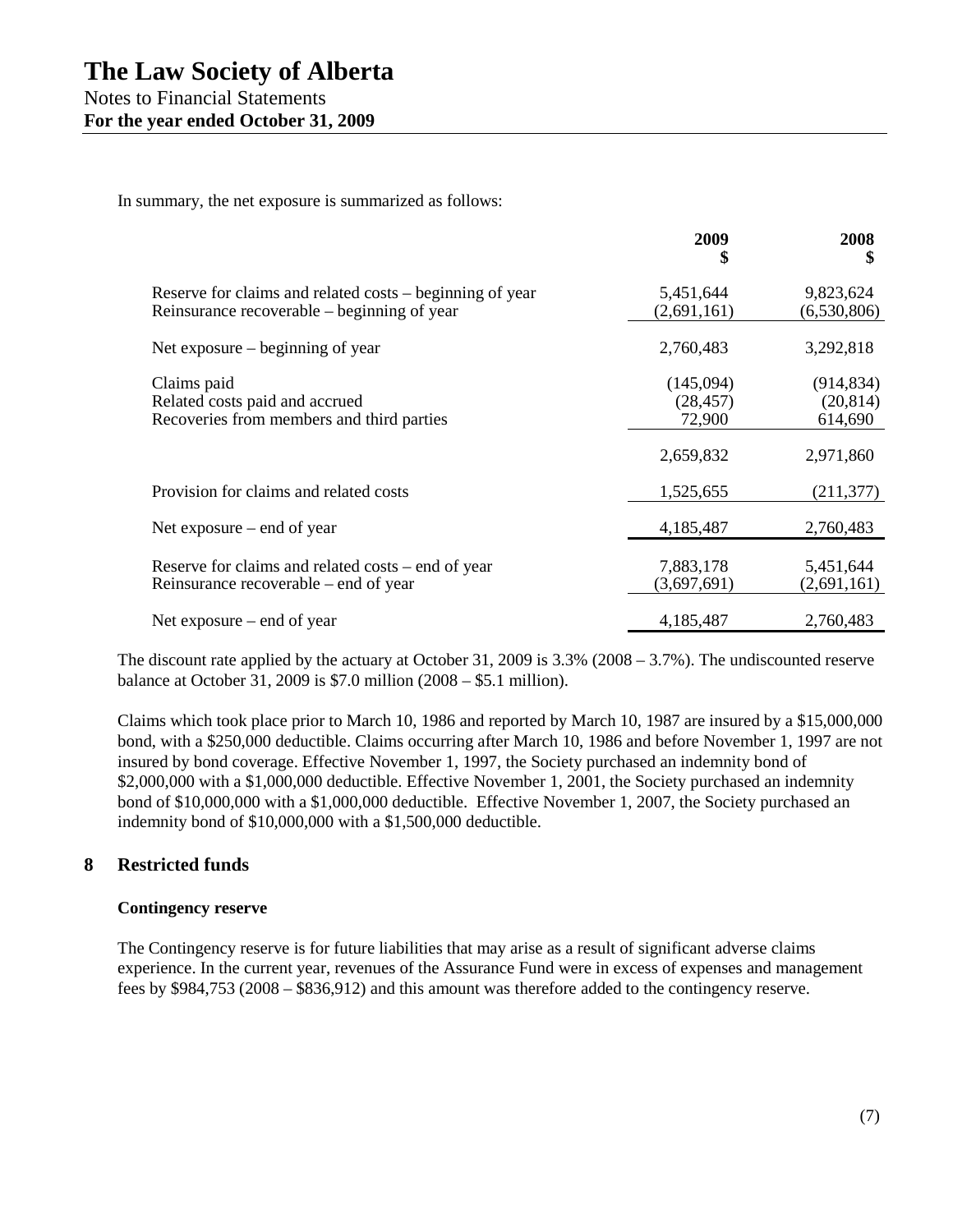In summary, the net exposure is summarized as follows:

| | 2009<br>$ | 2008<br>$ |
|---|---|---|
| Reserve for claims and related costs – beginning of year | 5,451,644 | 9,823,624 |
| Reinsurance recoverable – beginning of year | (2,691,161) | (6,530,806) |
| Net exposure – beginning of year | 2,760,483 | 3,292,818 |
| Claims paid | (145,094) | (914,834) |
| Related costs paid and accrued | (28,457) | (20,814) |
| Recoveries from members and third parties | 72,900 | 614,690 |
| | 2,659,832 | 2,971,860 |
| Provision for claims and related costs | 1,525,655 | (211,377) |
| Net exposure – end of year | 4,185,487 | 2,760,483 |
| Reserve for claims and related costs – end of year | 7,883,178 | 5,451,644 |
| Reinsurance recoverable – end of year | (3,697,691) | (2,691,161) |
| Net exposure – end of year | 4,185,487 | 2,760,483 |

The discount rate applied by the actuary at October 31, 2009 is 3.3% (2008 – 3.7%). The undiscounted reserve balance at October 31, 2009 is $7.0 million (2008 – $5.1 million).

Claims which took place prior to March 10, 1986 and reported by March 10, 1987 are insured by a $15,000,000 bond, with a $250,000 deductible. Claims occurring after March 10, 1986 and before November 1, 1997 are not insured by bond coverage. Effective November 1, 1997, the Society purchased an indemnity bond of $2,000,000 with a $1,000,000 deductible. Effective November 1, 2001, the Society purchased an indemnity bond of $10,000,000 with a $1,000,000 deductible. Effective November 1, 2007, the Society purchased an indemnity bond of $10,000,000 with a $1,500,000 deductible.

## 8 Restricted funds

**Contingency reserve**

The Contingency reserve is for future liabilities that may arise as a result of significant adverse claims experience. In the current year, revenues of the Assurance Fund were in excess of expenses and management fees by $984,753 (2008 – $836,912) and this amount was therefore added to the contingency reserve.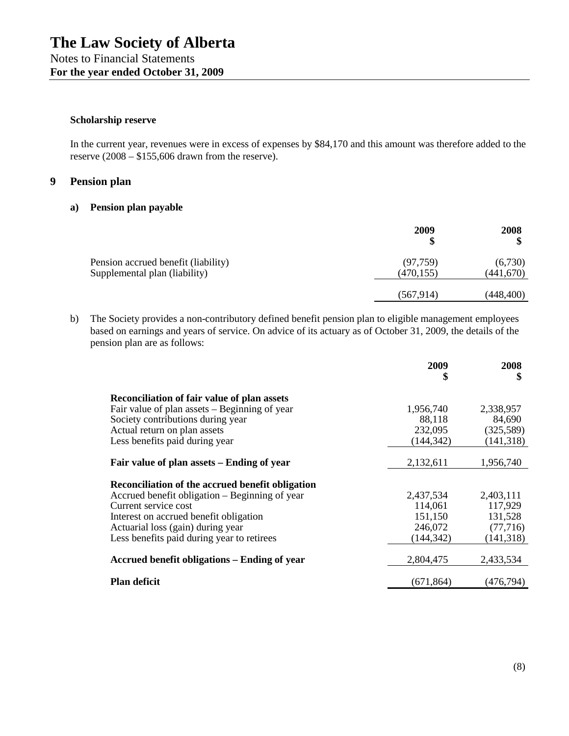### Scholarship reserve

In the current year, revenues were in excess of expenses by $84,170 and this amount was therefore added to the reserve (2008 – $155,606 drawn from the reserve).

## 9 Pension plan

### a) Pension plan payable

| | 2009<br>$ | 2008<br>$ |
|---|---|---|
| Pension accrued benefit (liability) | (97,759) | (6,730) |
| Supplemental plan (liability) | (470,155) | (441,670) |
| | (567,914) | (448,400) |

b) The Society provides a non-contributory defined benefit pension plan to eligible management employees based on earnings and years of service. On advice of its actuary as of October 31, 2009, the details of the pension plan are as follows:

| | 2009<br>$ | 2008<br>$ |
|---|---|---|
| **Reconciliation of fair value of plan assets** | | |
| Fair value of plan assets – Beginning of year | 1,956,740 | 2,338,957 |
| Society contributions during year | 88,118 | 84,690 |
| Actual return on plan assets | 232,095 | (325,589) |
| Less benefits paid during year | (144,342) | (141,318) |
| **Fair value of plan assets – Ending of year** | 2,132,611 | 1,956,740 |
| **Reconciliation of the accrued benefit obligation** | | |
| Accrued benefit obligation – Beginning of year | 2,437,534 | 2,403,111 |
| Current service cost | 114,061 | 117,929 |
| Interest on accrued benefit obligation | 151,150 | 131,528 |
| Actuarial loss (gain) during year | 246,072 | (77,716) |
| Less benefits paid during year to retirees | (144,342) | (141,318) |
| **Accrued benefit obligations – Ending of year** | 2,804,475 | 2,433,534 |
| **Plan deficit** | (671,864) | (476,794) |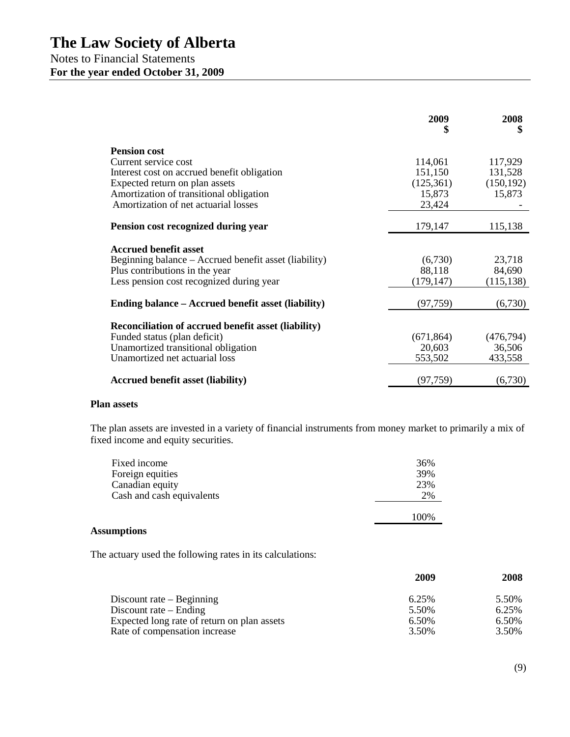# The Law Society of Alberta

Notes to Financial Statements
**For the year ended October 31, 2009**

| | 2009 $ | 2008 $ |
|---|---|---|
| **Pension cost** | | |
| Current service cost | 114,061 | 117,929 |
| Interest cost on accrued benefit obligation | 151,150 | 131,528 |
| Expected return on plan assets | (125,361) | (150,192) |
| Amortization of transitional obligation | 15,873 | 15,873 |
| Amortization of net actuarial losses | 23,424 | - |
| **Pension cost recognized during year** | 179,147 | 115,138 |
| **Accrued benefit asset** | | |
| Beginning balance – Accrued benefit asset (liability) | (6,730) | 23,718 |
| Plus contributions in the year | 88,118 | 84,690 |
| Less pension cost recognized during year | (179,147) | (115,138) |
| **Ending balance – Accrued benefit asset (liability)** | (97,759) | (6,730) |
| **Reconciliation of accrued benefit asset (liability)** | | |
| Funded status (plan deficit) | (671,864) | (476,794) |
| Unamortized transitional obligation | 20,603 | 36,506 |
| Unamortized net actuarial loss | 553,502 | 433,558 |
| **Accrued benefit asset (liability)** | (97,759) | (6,730) |

**Plan assets**

The plan assets are invested in a variety of financial instruments from money market to primarily a mix of fixed income and equity securities.

| | |
|---|---|
| Fixed income | 36% |
| Foreign equities | 39% |
| Canadian equity | 23% |
| Cash and cash equivalents | 2% |
| | 100% |

**Assumptions**

The actuary used the following rates in its calculations:

| | 2009 | 2008 |
|---|---|---|
| Discount rate – Beginning | 6.25% | 5.50% |
| Discount rate – Ending | 5.50% | 6.25% |
| Expected long rate of return on plan assets | 6.50% | 6.50% |
| Rate of compensation increase | 3.50% | 3.50% |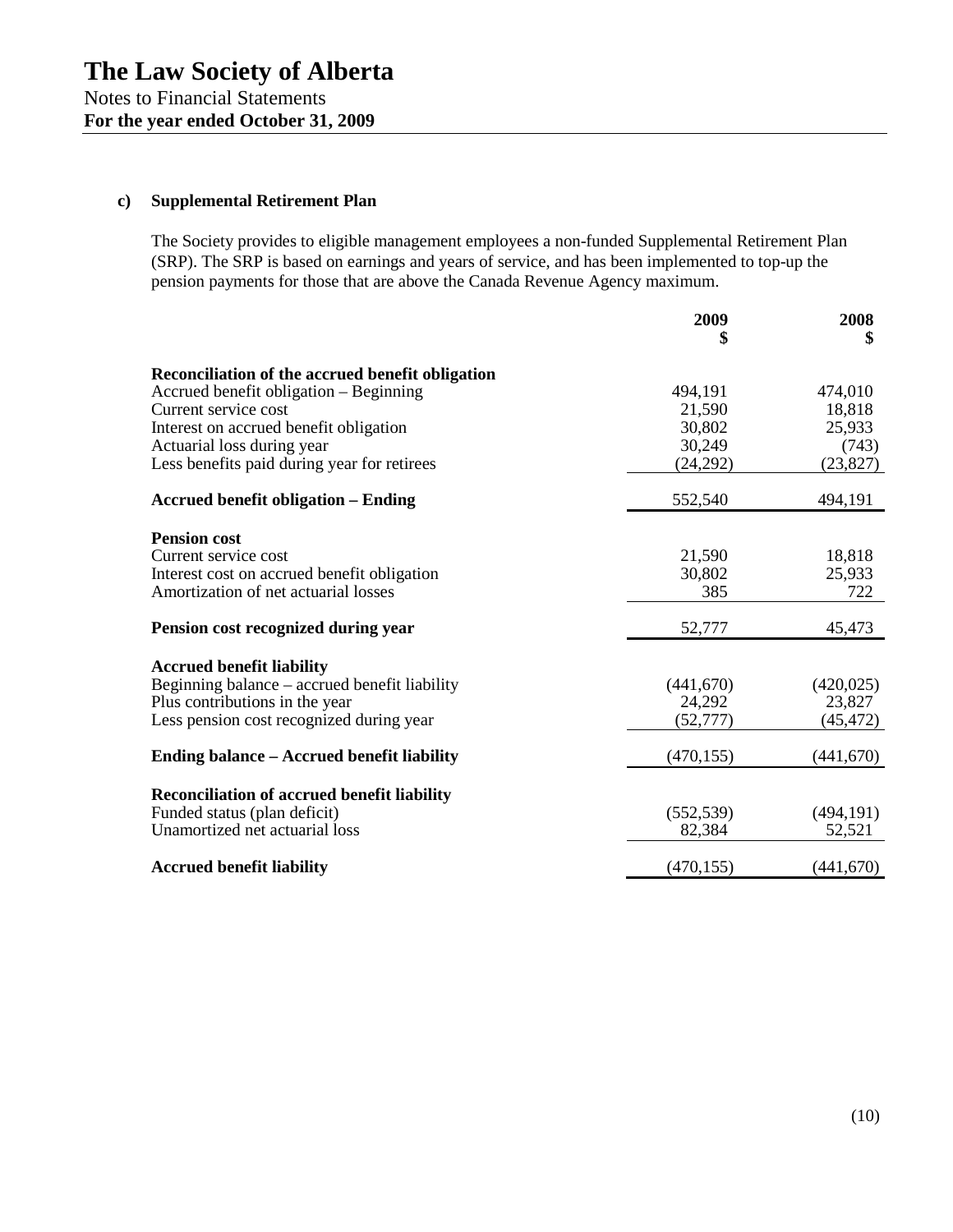# The Law Society of Alberta

Notes to Financial Statements

**For the year ended October 31, 2009**

**c) Supplemental Retirement Plan**

The Society provides to eligible management employees a non-funded Supplemental Retirement Plan (SRP). The SRP is based on earnings and years of service, and has been implemented to top-up the pension payments for those that are above the Canada Revenue Agency maximum.

| | 2009<br>$ | 2008<br>$ |
|---|---|---|
| **Reconciliation of the accrued benefit obligation** | | |
| Accrued benefit obligation – Beginning | 494,191 | 474,010 |
| Current service cost | 21,590 | 18,818 |
| Interest on accrued benefit obligation | 30,802 | 25,933 |
| Actuarial loss during year | 30,249 | (743) |
| Less benefits paid during year for retirees | (24,292) | (23,827) |
| **Accrued benefit obligation – Ending** | 552,540 | 494,191 |
| **Pension cost** | | |
| Current service cost | 21,590 | 18,818 |
| Interest cost on accrued benefit obligation | 30,802 | 25,933 |
| Amortization of net actuarial losses | 385 | 722 |
| **Pension cost recognized during year** | 52,777 | 45,473 |
| **Accrued benefit liability** | | |
| Beginning balance – accrued benefit liability | (441,670) | (420,025) |
| Plus contributions in the year | 24,292 | 23,827 |
| Less pension cost recognized during year | (52,777) | (45,472) |
| **Ending balance – Accrued benefit liability** | (470,155) | (441,670) |
| **Reconciliation of accrued benefit liability** | | |
| Funded status (plan deficit) | (552,539) | (494,191) |
| Unamortized net actuarial loss | 82,384 | 52,521 |
| **Accrued benefit liability** | (470,155) | (441,670) |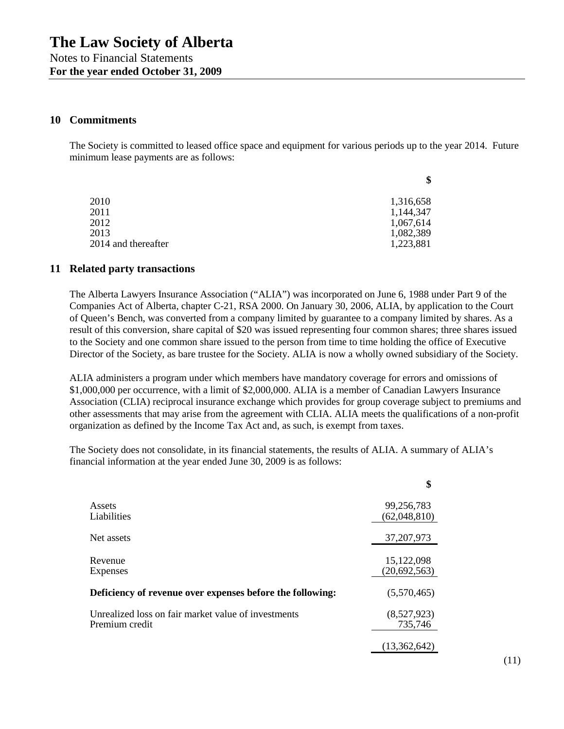## 10 Commitments

The Society is committed to leased office space and equipment for various periods up to the year 2014. Future minimum lease payments are as follows:

| | $ |
|---|---|
| 2010 | 1,316,658 |
| 2011 | 1,144,347 |
| 2012 | 1,067,614 |
| 2013 | 1,082,389 |
| 2014 and thereafter | 1,223,881 |

## 11 Related party transactions

The Alberta Lawyers Insurance Association ("ALIA") was incorporated on June 6, 1988 under Part 9 of the Companies Act of Alberta, chapter C-21, RSA 2000. On January 30, 2006, ALIA, by application to the Court of Queen's Bench, was converted from a company limited by guarantee to a company limited by shares. As a result of this conversion, share capital of $20 was issued representing four common shares; three shares issued to the Society and one common share issued to the person from time to time holding the office of Executive Director of the Society, as bare trustee for the Society. ALIA is now a wholly owned subsidiary of the Society.

ALIA administers a program under which members have mandatory coverage for errors and omissions of $1,000,000 per occurrence, with a limit of $2,000,000. ALIA is a member of Canadian Lawyers Insurance Association (CLIA) reciprocal insurance exchange which provides for group coverage subject to premiums and other assessments that may arise from the agreement with CLIA. ALIA meets the qualifications of a non-profit organization as defined by the Income Tax Act and, as such, is exempt from taxes.

The Society does not consolidate, in its financial statements, the results of ALIA. A summary of ALIA's financial information at the year ended June 30, 2009 is as follows:

| | $ |
|---|---|
| Assets | 99,256,783 |
| Liabilities | (62,048,810) |
| Net assets | 37,207,973 |
| Revenue | 15,122,098 |
| Expenses | (20,692,563) |
| **Deficiency of revenue over expenses before the following:** | (5,570,465) |
| Unrealized loss on fair market value of investments | (8,527,923) |
| Premium credit | 735,746 |
| | (13,362,642) |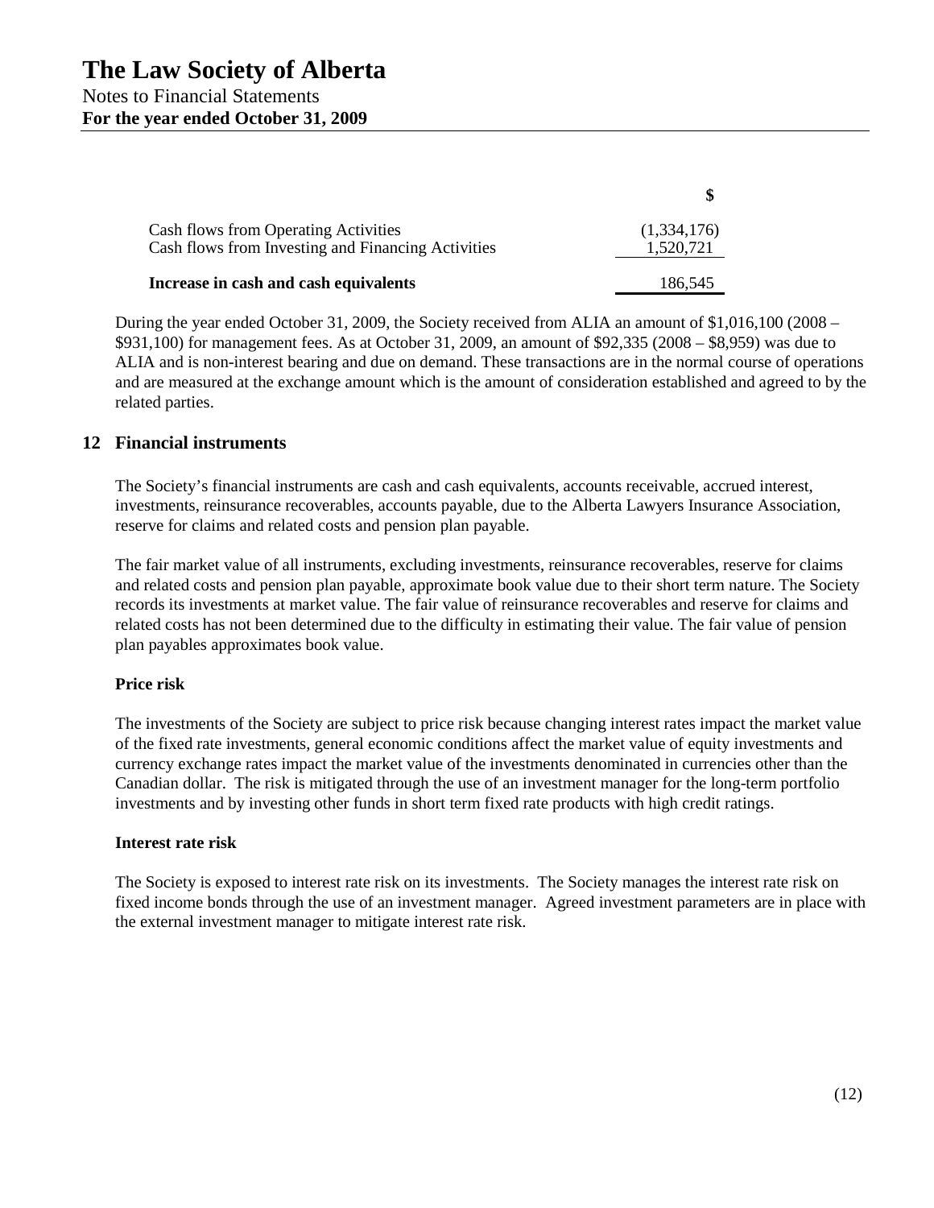| | $ |
|---|---|
| Cash flows from Operating Activities | (1,334,176) |
| Cash flows from Investing and Financing Activities | 1,520,721 |
| **Increase in cash and cash equivalents** | 186,545 |

During the year ended October 31, 2009, the Society received from ALIA an amount of $1,016,100 (2008 – $931,100) for management fees. As at October 31, 2009, an amount of $92,335 (2008 – $8,959) was due to ALIA and is non-interest bearing and due on demand. These transactions are in the normal course of operations and are measured at the exchange amount which is the amount of consideration established and agreed to by the related parties.

## 12 Financial instruments

The Society's financial instruments are cash and cash equivalents, accounts receivable, accrued interest, investments, reinsurance recoverables, accounts payable, due to the Alberta Lawyers Insurance Association, reserve for claims and related costs and pension plan payable.

The fair market value of all instruments, excluding investments, reinsurance recoverables, reserve for claims and related costs and pension plan payable, approximate book value due to their short term nature. The Society records its investments at market value. The fair value of reinsurance recoverables and reserve for claims and related costs has not been determined due to the difficulty in estimating their value. The fair value of pension plan payables approximates book value.

**Price risk**

The investments of the Society are subject to price risk because changing interest rates impact the market value of the fixed rate investments, general economic conditions affect the market value of equity investments and currency exchange rates impact the market value of the investments denominated in currencies other than the Canadian dollar. The risk is mitigated through the use of an investment manager for the long-term portfolio investments and by investing other funds in short term fixed rate products with high credit ratings.

**Interest rate risk**

The Society is exposed to interest rate risk on its investments. The Society manages the interest rate risk on fixed income bonds through the use of an investment manager. Agreed investment parameters are in place with the external investment manager to mitigate interest rate risk.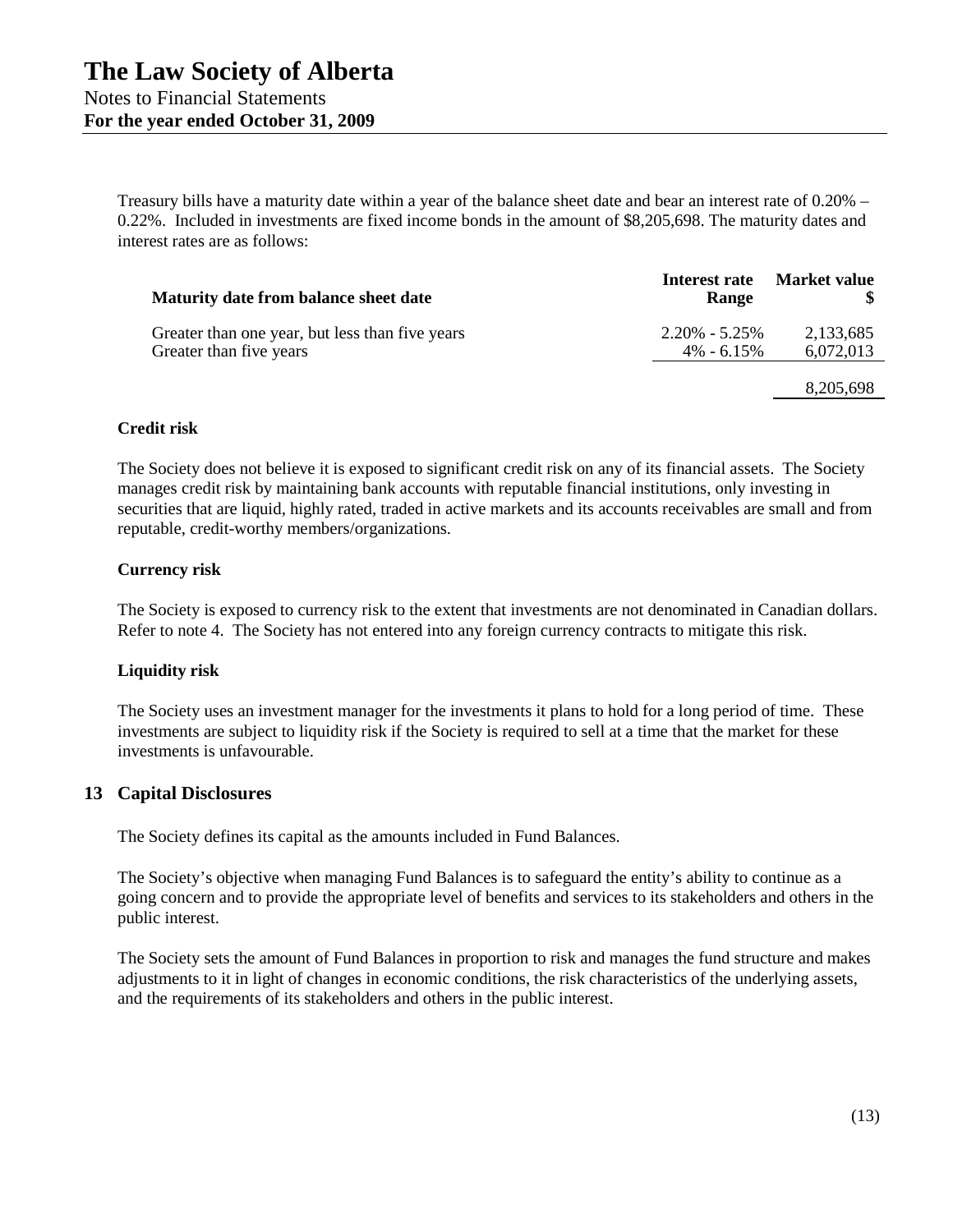# The Law Society of Alberta

Notes to Financial Statements

**For the year ended October 31, 2009**

Treasury bills have a maturity date within a year of the balance sheet date and bear an interest rate of 0.20% – 0.22%. Included in investments are fixed income bonds in the amount of $8,205,698. The maturity dates and interest rates are as follows:

| Maturity date from balance sheet date | Interest rate Range | Market value $ |
|---|---|---|
| Greater than one year, but less than five years | 2.20% - 5.25% | 2,133,685 |
| Greater than five years | 4% - 6.15% | 6,072,013 |
| | | 8,205,698 |

**Credit risk**

The Society does not believe it is exposed to significant credit risk on any of its financial assets. The Society manages credit risk by maintaining bank accounts with reputable financial institutions, only investing in securities that are liquid, highly rated, traded in active markets and its accounts receivables are small and from reputable, credit-worthy members/organizations.

**Currency risk**

The Society is exposed to currency risk to the extent that investments are not denominated in Canadian dollars. Refer to note 4. The Society has not entered into any foreign currency contracts to mitigate this risk.

**Liquidity risk**

The Society uses an investment manager for the investments it plans to hold for a long period of time. These investments are subject to liquidity risk if the Society is required to sell at a time that the market for these investments is unfavourable.

## 13 Capital Disclosures

The Society defines its capital as the amounts included in Fund Balances.

The Society's objective when managing Fund Balances is to safeguard the entity's ability to continue as a going concern and to provide the appropriate level of benefits and services to its stakeholders and others in the public interest.

The Society sets the amount of Fund Balances in proportion to risk and manages the fund structure and makes adjustments to it in light of changes in economic conditions, the risk characteristics of the underlying assets, and the requirements of its stakeholders and others in the public interest.